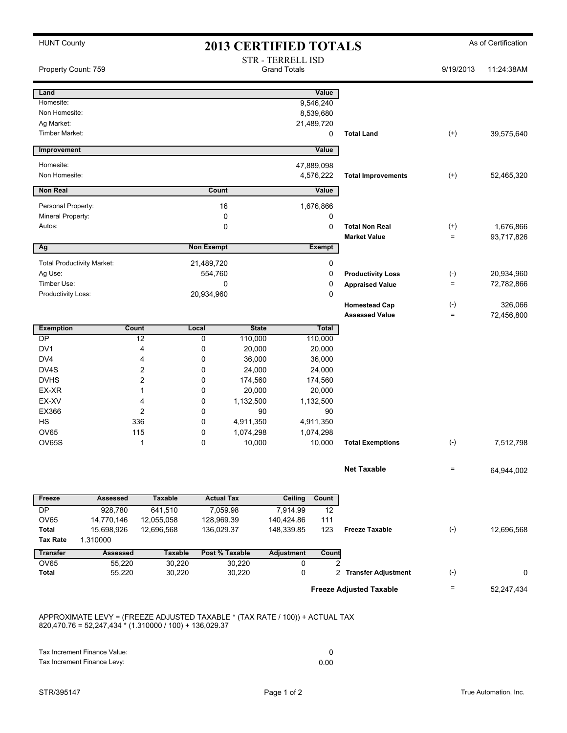HUNT County

# 2013 CERTIFIED TOTALS

As of Certification

Property Count: 759

STR - TERRELL ISD
Grand Totals

9/19/2013 11:24:38AM

| Land | Value | | | |
|---|---|---|---|---|
| Homesite: | 9,546,240 | | | |
| Non Homesite: | 8,539,680 | | | |
| Ag Market: | 21,489,720 | | | |
| Timber Market: | 0 | **Total Land** | (+) | 39,575,640 |

| Improvement | Value | | | |
|---|---|---|---|---|
| Homesite: | 47,889,098 | | | |
| Non Homesite: | 4,576,222 | **Total Improvements** | (+) | 52,465,320 |

| Non Real | Count | Value | | | |
|---|---|---|---|---|---|
| Personal Property: | 16 | 1,676,866 | | | |
| Mineral Property: | 0 | 0 | | | |
| Autos: | 0 | 0 | **Total Non Real** | (+) | 1,676,866 |
| | | | **Market Value** | = | 93,717,826 |

| Ag | Non Exempt | Exempt | | | |
|---|---|---|---|---|---|
| Total Productivity Market: | 21,489,720 | 0 | | | |
| Ag Use: | 554,760 | 0 | **Productivity Loss** | (-) | 20,934,960 |
| Timber Use: | 0 | 0 | **Appraised Value** | = | 72,782,866 |
| Productivity Loss: | 20,934,960 | 0 | | | |
| | | | **Homestead Cap** | (-) | 326,066 |
| | | | **Assessed Value** | = | 72,456,800 |

| Exemption | Count | Local | State | Total | | | |
|---|---|---|---|---|---|---|---|
| DP | 12 | 0 | 110,000 | 110,000 | | | |
| DV1 | 4 | 0 | 20,000 | 20,000 | | | |
| DV4 | 4 | 0 | 36,000 | 36,000 | | | |
| DV4S | 2 | 0 | 24,000 | 24,000 | | | |
| DVHS | 2 | 0 | 174,560 | 174,560 | | | |
| EX-XR | 1 | 0 | 20,000 | 20,000 | | | |
| EX-XV | 4 | 0 | 1,132,500 | 1,132,500 | | | |
| EX366 | 2 | 0 | 90 | 90 | | | |
| HS | 336 | 0 | 4,911,350 | 4,911,350 | | | |
| OV65 | 115 | 0 | 1,074,298 | 1,074,298 | | | |
| OV65S | 1 | 0 | 10,000 | 10,000 | **Total Exemptions** | (-) | 7,512,798 |

| | | |
|---|---|---|
| **Net Taxable** | = | 64,944,002 |

| Freeze | Assessed | Taxable | Actual Tax | Ceiling | Count | | | |
|---|---|---|---|---|---|---|---|---|
| DP | 928,780 | 641,510 | 7,059.98 | 7,914.99 | 12 | | | |
| OV65 | 14,770,146 | 12,055,058 | 128,969.39 | 140,424.86 | 111 | | | |
| **Total** | 15,698,926 | 12,696,568 | 136,029.37 | 148,339.85 | 123 | **Freeze Taxable** | (-) | 12,696,568 |
| **Tax Rate** | 1.310000 | | | | | | | |

| Transfer | Assessed | Taxable | Post % Taxable | Adjustment | Count | | | |
|---|---|---|---|---|---|---|---|---|
| OV65 | 55,220 | 30,220 | 30,220 | 0 | 2 | | | |
| **Total** | 55,220 | 30,220 | 30,220 | 0 | 2 | **Transfer Adjustment** | (-) | 0 |

| | | |
|---|---|---|
| **Freeze Adjusted Taxable** | = | 52,247,434 |

APPROXIMATE LEVY = (FREEZE ADJUSTED TAXABLE * (TAX RATE / 100)) + ACTUAL TAX
820,470.76 = 52,247,434 * (1.310000 / 100) + 136,029.37

| | |
|---|---|
| Tax Increment Finance Value: | 0 |
| Tax Increment Finance Levy: | 0.00 |

STR/395147

True Automation, Inc.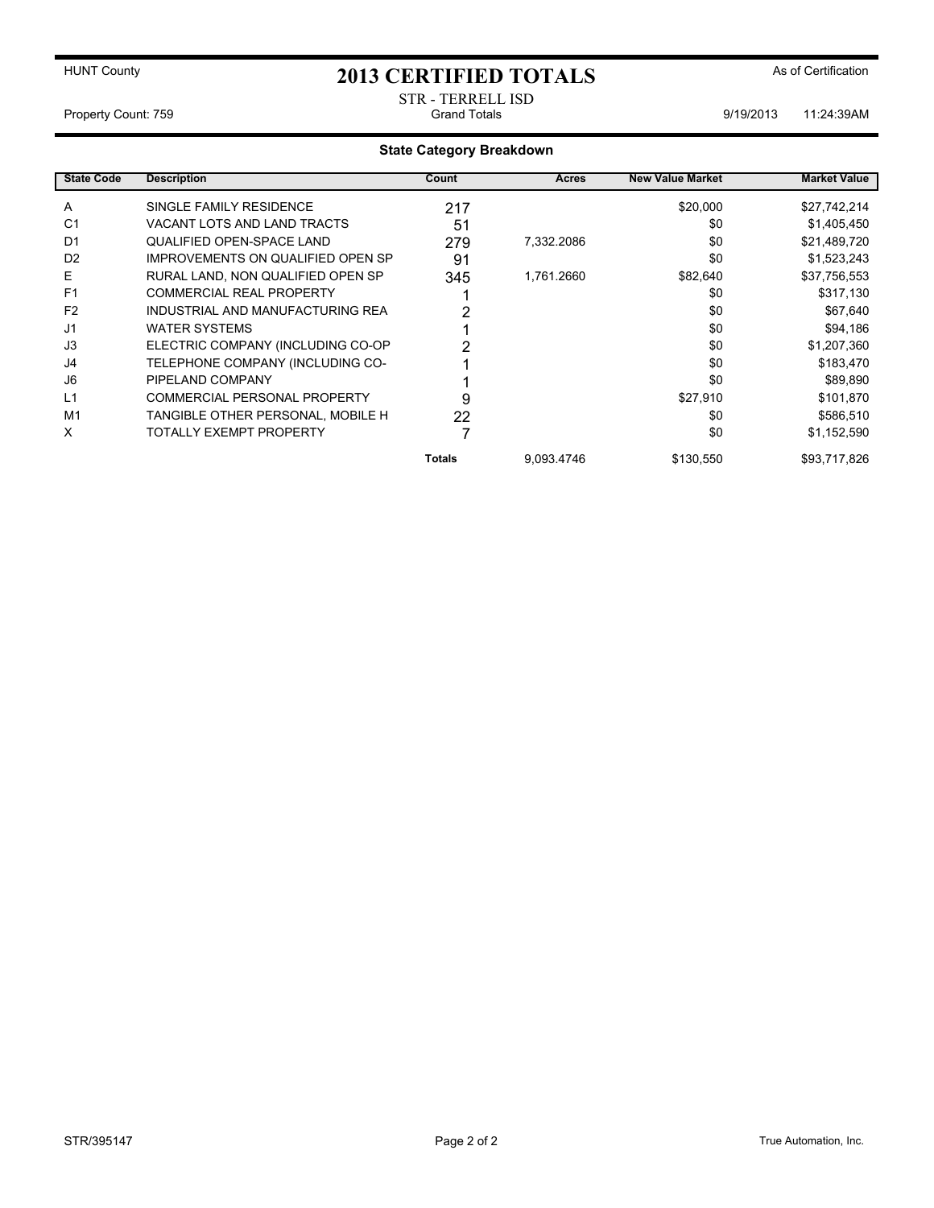HUNT County

# 2013 CERTIFIED TOTALS

As of Certification

STR - TERRELL ISD

Property Count: 759 | Grand Totals | 9/19/2013 11:24:39AM

## State Category Breakdown

| State Code | Description | Count | Acres | New Value Market | Market Value |
|---|---|---|---|---|---|
| A | SINGLE FAMILY RESIDENCE | 217 | | $20,000 | $27,742,214 |
| C1 | VACANT LOTS AND LAND TRACTS | 51 | | $0 | $1,405,450 |
| D1 | QUALIFIED OPEN-SPACE LAND | 279 | 7,332.2086 | $0 | $21,489,720 |
| D2 | IMPROVEMENTS ON QUALIFIED OPEN SP | 91 | | $0 | $1,523,243 |
| E | RURAL LAND, NON QUALIFIED OPEN SP | 345 | 1,761.2660 | $82,640 | $37,756,553 |
| F1 | COMMERCIAL REAL PROPERTY | 1 | | $0 | $317,130 |
| F2 | INDUSTRIAL AND MANUFACTURING REA | 2 | | $0 | $67,640 |
| J1 | WATER SYSTEMS | 1 | | $0 | $94,186 |
| J3 | ELECTRIC COMPANY (INCLUDING CO-OP | 2 | | $0 | $1,207,360 |
| J4 | TELEPHONE COMPANY (INCLUDING CO- | 1 | | $0 | $183,470 |
| J6 | PIPELAND COMPANY | 1 | | $0 | $89,890 |
| L1 | COMMERCIAL PERSONAL PROPERTY | 9 | | $27,910 | $101,870 |
| M1 | TANGIBLE OTHER PERSONAL, MOBILE H | 22 | | $0 | $586,510 |
| X | TOTALLY EXEMPT PROPERTY | 7 | | $0 | $1,152,590 |
| | | **Totals** | 9,093.4746 | $130,550 | $93,717,826 |

STR/395147

True Automation, Inc.